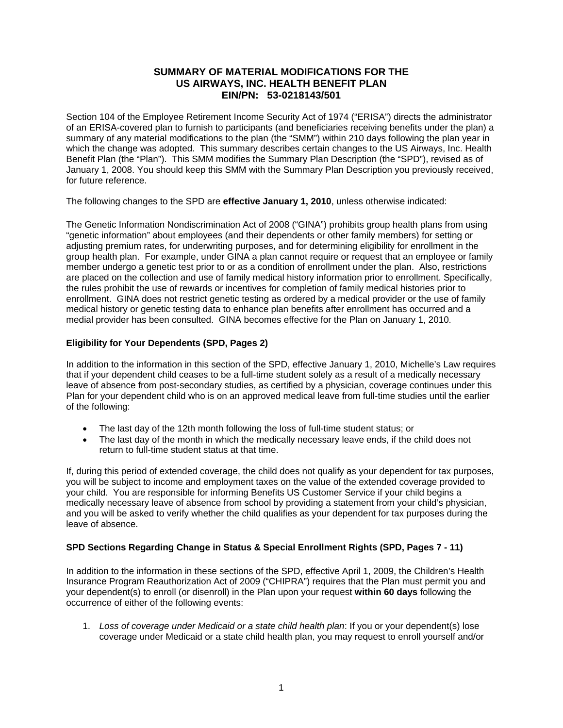# SUMMARY OF MATERIAL MODIFICATIONS FOR THE US AIRWAYS, INC. HEALTH BENEFIT PLAN EIN/PN: 53-0218143/501

Section 104 of the Employee Retirement Income Security Act of 1974 ("ERISA") directs the administrator of an ERISA-covered plan to furnish to participants (and beneficiaries receiving benefits under the plan) a summary of any material modifications to the plan (the "SMM") within 210 days following the plan year in which the change was adopted. This summary describes certain changes to the US Airways, Inc. Health Benefit Plan (the "Plan"). This SMM modifies the Summary Plan Description (the "SPD"), revised as of January 1, 2008. You should keep this SMM with the Summary Plan Description you previously received, for future reference.

The following changes to the SPD are **effective January 1, 2010**, unless otherwise indicated:

The Genetic Information Nondiscrimination Act of 2008 ("GINA") prohibits group health plans from using "genetic information" about employees (and their dependents or other family members) for setting or adjusting premium rates, for underwriting purposes, and for determining eligibility for enrollment in the group health plan. For example, under GINA a plan cannot require or request that an employee or family member undergo a genetic test prior to or as a condition of enrollment under the plan. Also, restrictions are placed on the collection and use of family medical history information prior to enrollment. Specifically, the rules prohibit the use of rewards or incentives for completion of family medical histories prior to enrollment. GINA does not restrict genetic testing as ordered by a medical provider or the use of family medical history or genetic testing data to enhance plan benefits after enrollment has occurred and a medial provider has been consulted. GINA becomes effective for the Plan on January 1, 2010.

**Eligibility for Your Dependents (SPD, Pages 2)**

In addition to the information in this section of the SPD, effective January 1, 2010, Michelle's Law requires that if your dependent child ceases to be a full-time student solely as a result of a medically necessary leave of absence from post-secondary studies, as certified by a physician, coverage continues under this Plan for your dependent child who is on an approved medical leave from full-time studies until the earlier of the following:

- The last day of the 12th month following the loss of full-time student status; or
- The last day of the month in which the medically necessary leave ends, if the child does not return to full-time student status at that time.

If, during this period of extended coverage, the child does not qualify as your dependent for tax purposes, you will be subject to income and employment taxes on the value of the extended coverage provided to your child. You are responsible for informing Benefits US Customer Service if your child begins a medically necessary leave of absence from school by providing a statement from your child's physician, and you will be asked to verify whether the child qualifies as your dependent for tax purposes during the leave of absence.

**SPD Sections Regarding Change in Status & Special Enrollment Rights (SPD, Pages 7 - 11)**

In addition to the information in these sections of the SPD, effective April 1, 2009, the Children's Health Insurance Program Reauthorization Act of 2009 ("CHIPRA") requires that the Plan must permit you and your dependent(s) to enroll (or disenroll) in the Plan upon your request **within 60 days** following the occurrence of either of the following events:

1. *Loss of coverage under Medicaid or a state child health plan*: If you or your dependent(s) lose coverage under Medicaid or a state child health plan, you may request to enroll yourself and/or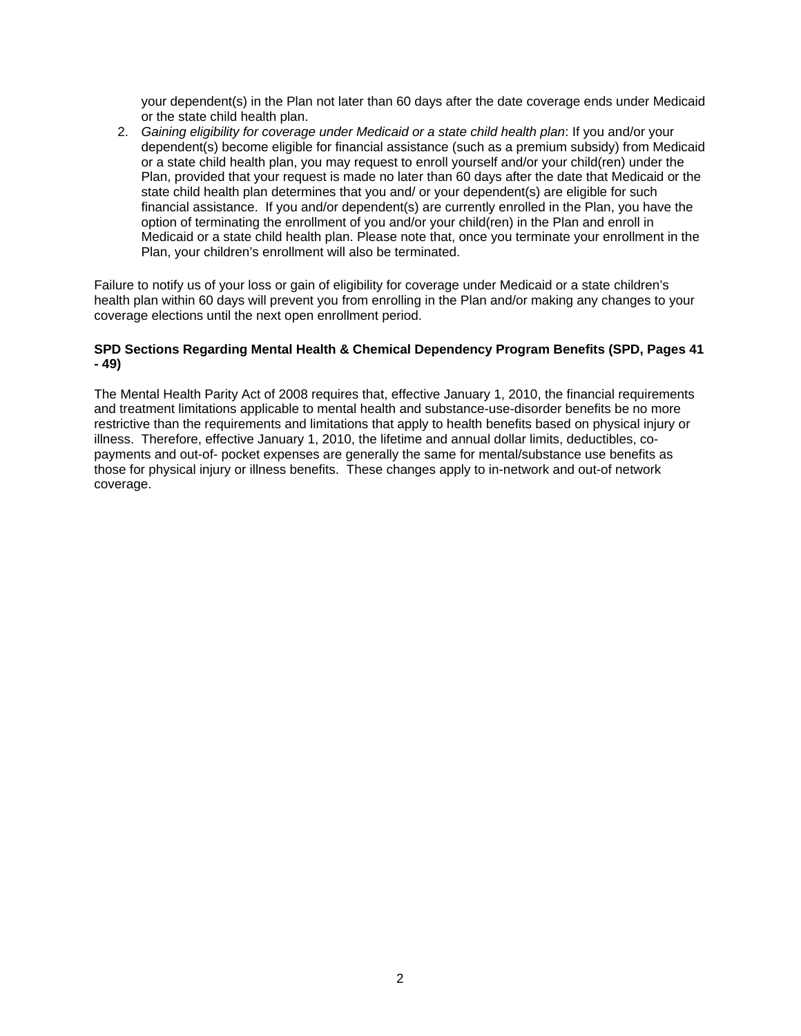your dependent(s) in the Plan not later than 60 days after the date coverage ends under Medicaid or the state child health plan.

2. *Gaining eligibility for coverage under Medicaid or a state child health plan*: If you and/or your dependent(s) become eligible for financial assistance (such as a premium subsidy) from Medicaid or a state child health plan, you may request to enroll yourself and/or your child(ren) under the Plan, provided that your request is made no later than 60 days after the date that Medicaid or the state child health plan determines that you and/ or your dependent(s) are eligible for such financial assistance. If you and/or dependent(s) are currently enrolled in the Plan, you have the option of terminating the enrollment of you and/or your child(ren) in the Plan and enroll in Medicaid or a state child health plan. Please note that, once you terminate your enrollment in the Plan, your children's enrollment will also be terminated.

Failure to notify us of your loss or gain of eligibility for coverage under Medicaid or a state children's health plan within 60 days will prevent you from enrolling in the Plan and/or making any changes to your coverage elections until the next open enrollment period.

**SPD Sections Regarding Mental Health & Chemical Dependency Program Benefits (SPD, Pages 41 - 49)**

The Mental Health Parity Act of 2008 requires that, effective January 1, 2010, the financial requirements and treatment limitations applicable to mental health and substance-use-disorder benefits be no more restrictive than the requirements and limitations that apply to health benefits based on physical injury or illness. Therefore, effective January 1, 2010, the lifetime and annual dollar limits, deductibles, co-payments and out-of- pocket expenses are generally the same for mental/substance use benefits as those for physical injury or illness benefits. These changes apply to in-network and out-of network coverage.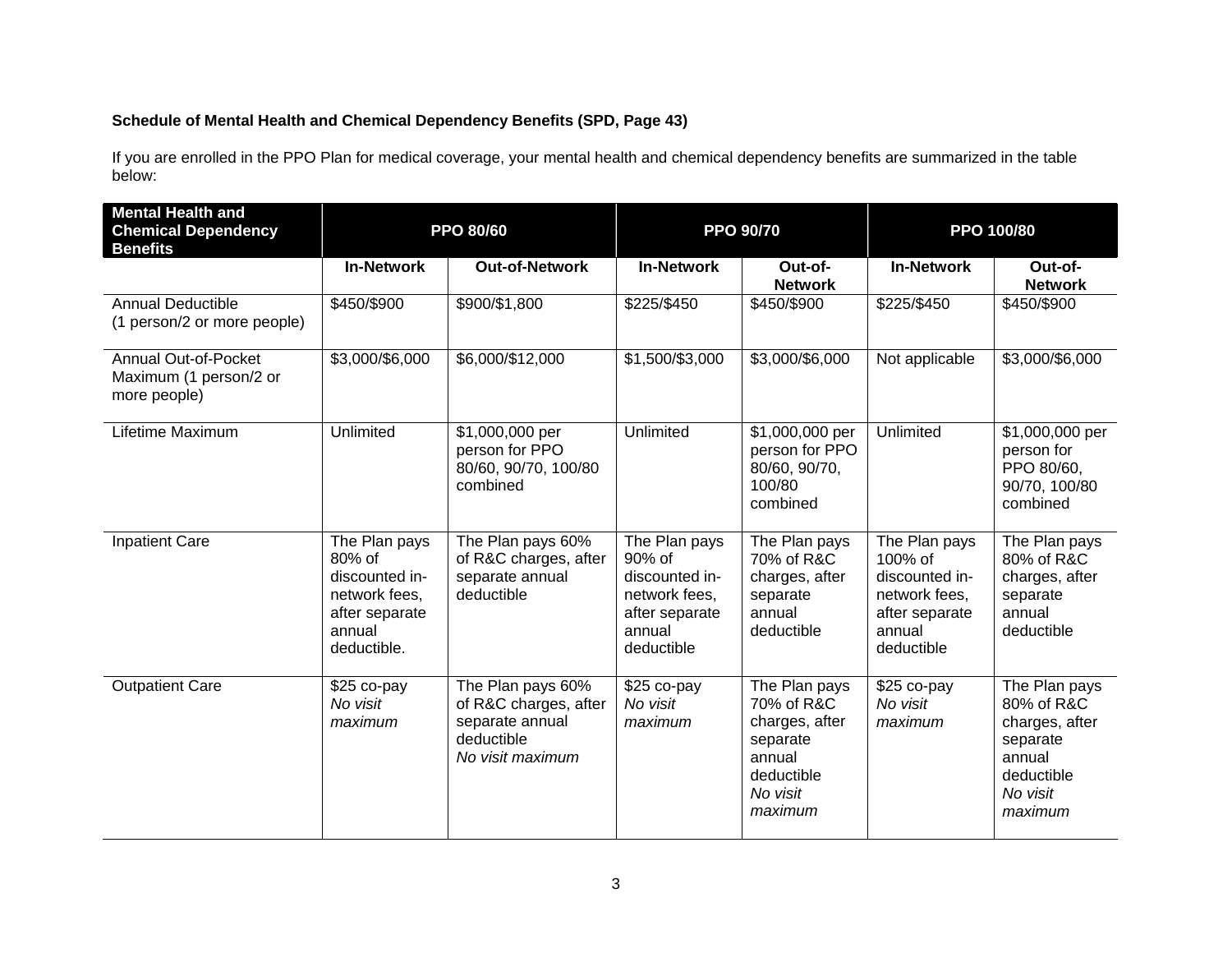**Schedule of Mental Health and Chemical Dependency Benefits (SPD, Page 43)**

If you are enrolled in the PPO Plan for medical coverage, your mental health and chemical dependency benefits are summarized in the table below:

| Mental Health and Chemical Dependency Benefits | PPO 80/60 | | PPO 90/70 | | PPO 100/80 | |
|---|---|---|---|---|---|---|
| | **In-Network** | **Out-of-Network** | **In-Network** | **Out-of-Network** | **In-Network** | **Out-of-Network** |
| Annual Deductible (1 person/2 or more people) | $450/$900 | $900/$1,800 | $225/$450 | $450/$900 | $225/$450 | $450/$900 |
| Annual Out-of-Pocket Maximum (1 person/2 or more people) | $3,000/$6,000 | $6,000/$12,000 | $1,500/$3,000 | $3,000/$6,000 | Not applicable | $3,000/$6,000 |
| Lifetime Maximum | Unlimited | $1,000,000 per person for PPO 80/60, 90/70, 100/80 combined | Unlimited | $1,000,000 per person for PPO 80/60, 90/70, 100/80 combined | Unlimited | $1,000,000 per person for PPO 80/60, 90/70, 100/80 combined |
| Inpatient Care | The Plan pays 80% of discounted in-network fees, after separate annual deductible. | The Plan pays 60% of R&C charges, after separate annual deductible | The Plan pays 90% of discounted in-network fees, after separate annual deductible | The Plan pays 70% of R&C charges, after separate annual deductible | The Plan pays 100% of discounted in-network fees, after separate annual deductible | The Plan pays 80% of R&C charges, after separate annual deductible |
| Outpatient Care | $25 co-pay *No visit maximum* | The Plan pays 60% of R&C charges, after separate annual deductible *No visit maximum* | $25 co-pay *No visit maximum* | The Plan pays 70% of R&C charges, after separate annual deductible *No visit maximum* | $25 co-pay *No visit maximum* | The Plan pays 80% of R&C charges, after separate annual deductible *No visit maximum* |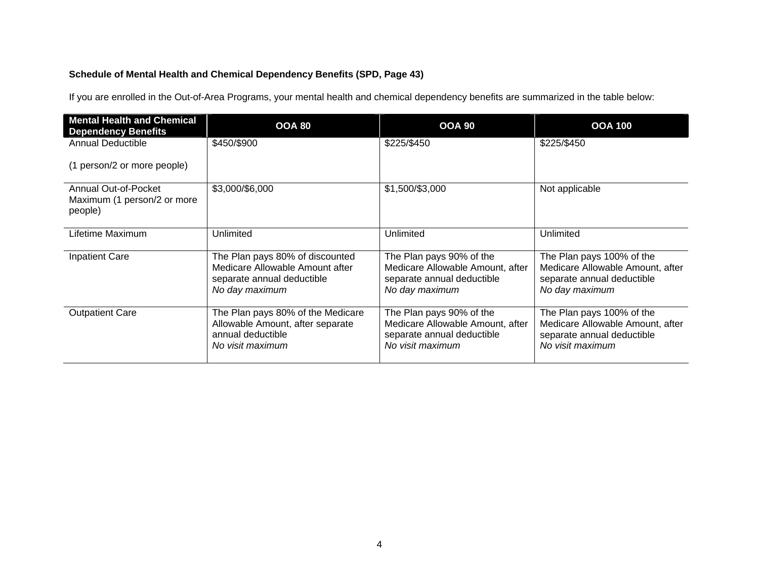**Schedule of Mental Health and Chemical Dependency Benefits (SPD, Page 43)**

If you are enrolled in the Out-of-Area Programs, your mental health and chemical dependency benefits are summarized in the table below:

| Mental Health and Chemical Dependency Benefits | OOA 80 | OOA 90 | OOA 100 |
|---|---|---|---|
| Annual Deductible<br><br>(1 person/2 or more people) | $450/$900 | $225/$450 | $225/$450 |
| Annual Out-of-Pocket Maximum (1 person/2 or more people) | $3,000/$6,000 | $1,500/$3,000 | Not applicable |
| Lifetime Maximum | Unlimited | Unlimited | Unlimited |
| Inpatient Care | The Plan pays 80% of discounted Medicare Allowable Amount after separate annual deductible<br>*No day maximum* | The Plan pays 90% of the Medicare Allowable Amount, after separate annual deductible<br>*No day maximum* | The Plan pays 100% of the Medicare Allowable Amount, after separate annual deductible<br>*No day maximum* |
| Outpatient Care | The Plan pays 80% of the Medicare Allowable Amount, after separate annual deductible<br>*No visit maximum* | The Plan pays 90% of the Medicare Allowable Amount, after separate annual deductible<br>*No visit maximum* | The Plan pays 100% of the Medicare Allowable Amount, after separate annual deductible<br>*No visit maximum* |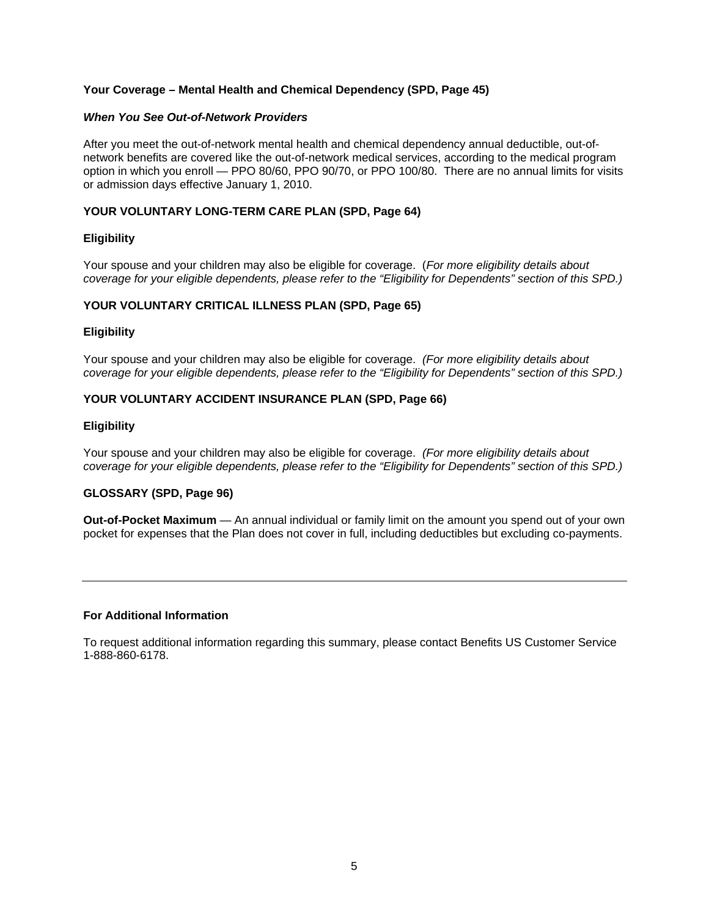**Your Coverage – Mental Health and Chemical Dependency (SPD, Page 45)**

***When You See Out-of-Network Providers***

After you meet the out-of-network mental health and chemical dependency annual deductible, out-of-network benefits are covered like the out-of-network medical services, according to the medical program option in which you enroll — PPO 80/60, PPO 90/70, or PPO 100/80. There are no annual limits for visits or admission days effective January 1, 2010.

**YOUR VOLUNTARY LONG-TERM CARE PLAN (SPD, Page 64)**

**Eligibility**

Your spouse and your children may also be eligible for coverage. (*For more eligibility details about coverage for your eligible dependents, please refer to the "Eligibility for Dependents" section of this SPD.)*

**YOUR VOLUNTARY CRITICAL ILLNESS PLAN (SPD, Page 65)**

**Eligibility**

Your spouse and your children may also be eligible for coverage. *(For more eligibility details about coverage for your eligible dependents, please refer to the "Eligibility for Dependents" section of this SPD.)*

**YOUR VOLUNTARY ACCIDENT INSURANCE PLAN (SPD, Page 66)**

**Eligibility**

Your spouse and your children may also be eligible for coverage. *(For more eligibility details about coverage for your eligible dependents, please refer to the "Eligibility for Dependents" section of this SPD.)*

**GLOSSARY (SPD, Page 96)**

**Out-of-Pocket Maximum** — An annual individual or family limit on the amount you spend out of your own pocket for expenses that the Plan does not cover in full, including deductibles but excluding co-payments.

---

**For Additional Information**

To request additional information regarding this summary, please contact Benefits US Customer Service 1-888-860-6178.